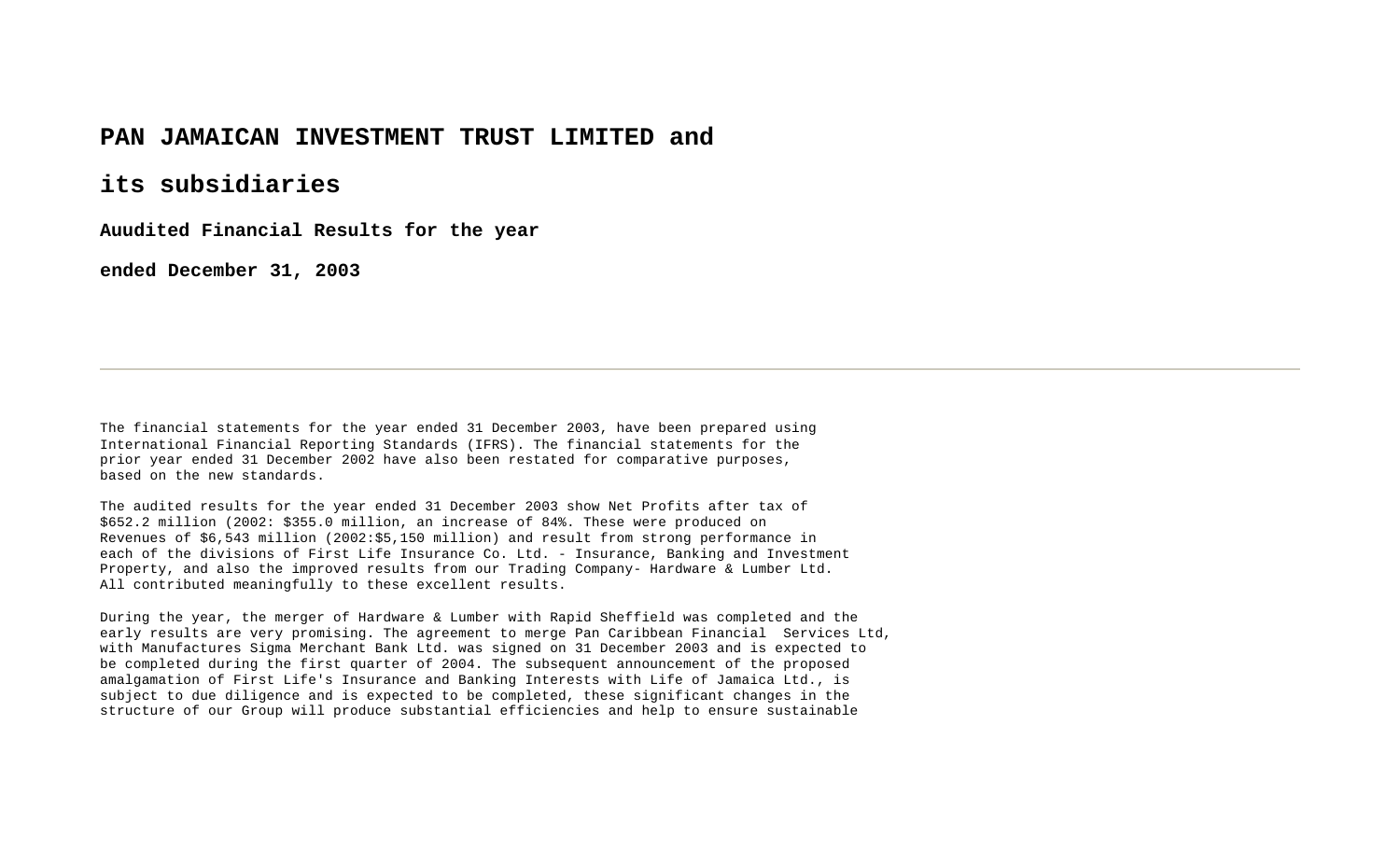# PAN JAMAICAN INVESTMENT TRUST LIMITED and

# its subsidiaries

### Auudited Financial Results for the year

### ended December 31, 2003

---

The financial statements for the year ended 31 December 2003, have been prepared using International Financial Reporting Standards (IFRS). The financial statements for the prior year ended 31 December 2002 have also been restated for comparative purposes, based on the new standards.

The audited results for the year ended 31 December 2003 show Net Profits after tax of $652.2 million (2002: $355.0 million, an increase of 84%. These were produced on Revenues of $6,543 million (2002:$5,150 million) and result from strong performance in each of the divisions of First Life Insurance Co. Ltd. - Insurance, Banking and Investment Property, and also the improved results from our Trading Company- Hardware & Lumber Ltd. All contributed meaningfully to these excellent results.

During the year, the merger of Hardware & Lumber with Rapid Sheffield was completed and the early results are very promising. The agreement to merge Pan Caribbean Financial  Services Ltd, with Manufactures Sigma Merchant Bank Ltd. was signed on 31 December 2003 and is expected to be completed during the first quarter of 2004. The subsequent announcement of the proposed amalgamation of First Life's Insurance and Banking Interests with Life of Jamaica Ltd., is subject to due diligence and is expected to be completed, these significant changes in the structure of our Group will produce substantial efficiencies and help to ensure sustainable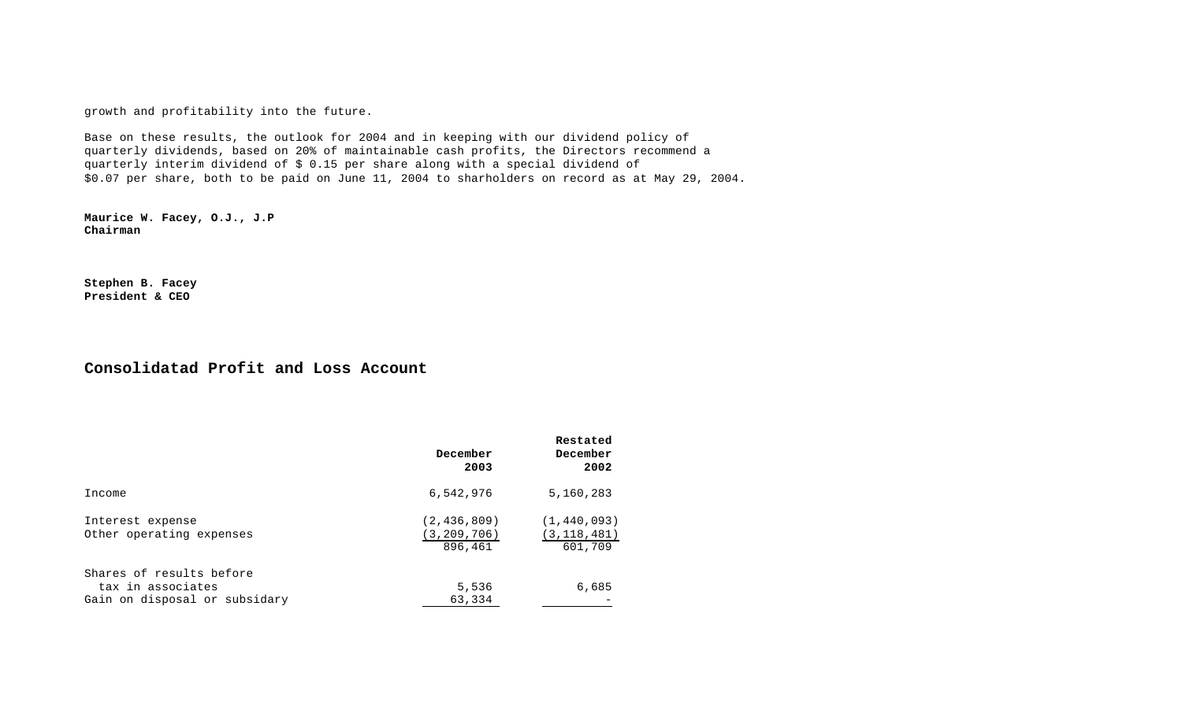growth and profitability into the future.

Base on these results, the outlook for 2004 and in keeping with our dividend policy of quarterly dividends, based on 20% of maintainable cash profits, the Directors recommend a quarterly interim dividend of $ 0.15 per share along with a special dividend of $0.07 per share, both to be paid on June 11, 2004 to sharholders on record as at May 29, 2004.

**Maurice W. Facey, O.J., J.P**
**Chairman**

**Stephen B. Facey**
**President & CEO**

## Consolidatad Profit and Loss Account

| | **December 2003** | **Restated December 2002** |
|---|---|---|
| Income | 6,542,976 | 5,160,283 |
| Interest expense | (2,436,809) | (1,440,093) |
| Other operating expenses | (3,209,706) | (3,118,481) |
| | 896,461 | 601,709 |
| Shares of results before tax in associates | 5,536 | 6,685 |
| Gain on disposal or subsidary | 63,334 | - |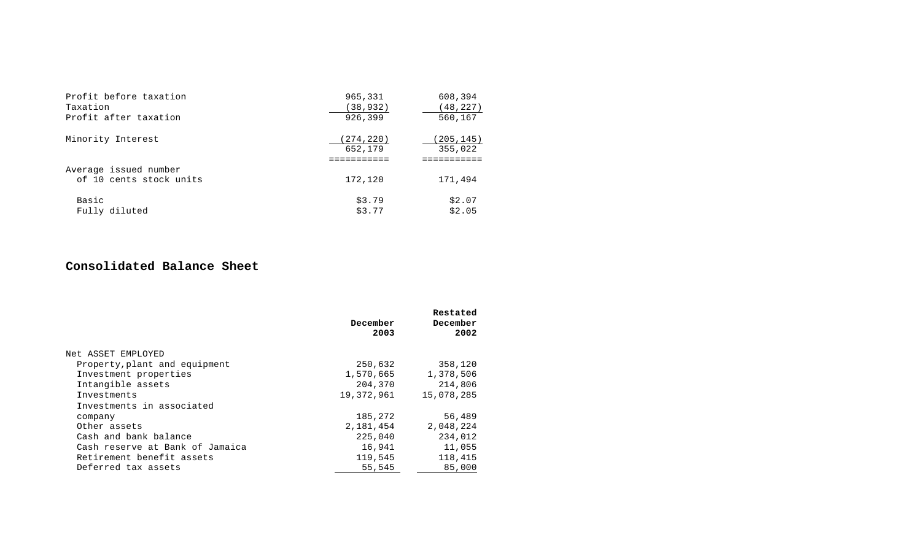| | | |
|---|---|---|
| Profit before taxation | 965,331 | 608,394 |
| Taxation | (38,932) | (48,227) |
| Profit after taxation | 926,399 | 560,167 |
| Minority Interest | (274,220) | (205,145) |
| | 652,179 | 355,022 |
| Average issued number of 10 cents stock units | 172,120 | 171,494 |
| Basic | $3.79 | $2.07 |
| Fully diluted | $3.77 | $2.05 |

## Consolidated Balance Sheet

| | December 2003 | Restated December 2002 |
|---|---|---|
| Net ASSET EMPLOYED | | |
| Property,plant and equipment | 250,632 | 358,120 |
| Investment properties | 1,570,665 | 1,378,506 |
| Intangible assets | 204,370 | 214,806 |
| Investments | 19,372,961 | 15,078,285 |
| Investments in associated company | 185,272 | 56,489 |
| Other assets | 2,181,454 | 2,048,224 |
| Cash and bank balance | 225,040 | 234,012 |
| Cash reserve at Bank of Jamaica | 16,941 | 11,055 |
| Retirement benefit assets | 119,545 | 118,415 |
| Deferred tax assets | 55,545 | 85,000 |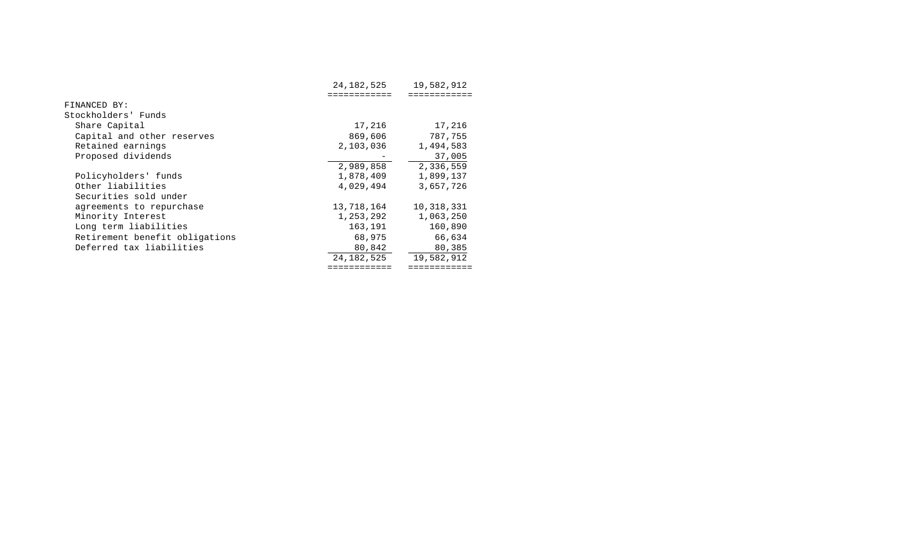| | | |
|---|---|---|
| | 24,182,525 | 19,582,912 |
| FINANCED BY: | | |
| Stockholders' Funds | | |
| Share Capital | 17,216 | 17,216 |
| Capital and other reserves | 869,606 | 787,755 |
| Retained earnings | 2,103,036 | 1,494,583 |
| Proposed dividends | - | 37,005 |
| | 2,989,858 | 2,336,559 |
| Policyholders' funds | 1,878,409 | 1,899,137 |
| Other liabilities | 4,029,494 | 3,657,726 |
| Securities sold under agreements to repurchase | 13,718,164 | 10,318,331 |
| Minority Interest | 1,253,292 | 1,063,250 |
| Long term liabilities | 163,191 | 160,890 |
| Retirement benefit obligations | 68,975 | 66,634 |
| Deferred tax liabilities | 80,842 | 80,385 |
| | 24,182,525 | 19,582,912 |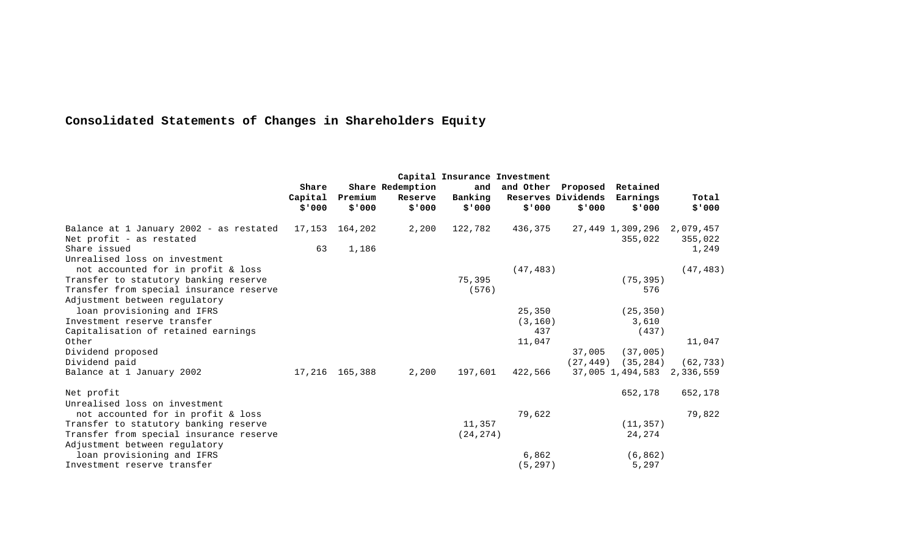## Consolidated Statements of Changes in Shareholders Equity

| | Share Capital $'000 | Share Premium $'000 | Capital Redemption Reserve $'000 | Insurance and Banking $'000 | Investment and Other Reserves $'000 | Proposed Dividends $'000 | Retained Earnings $'000 | Total $'000 |
|---|---|---|---|---|---|---|---|---|
| Balance at 1 January 2002 - as restated | 17,153 | 164,202 | 2,200 | 122,782 | 436,375 | 27,449 | 1,309,296 | 2,079,457 |
| Net profit - as restated | | | | | | | 355,022 | 355,022 |
| Share issued | 63 | 1,186 | | | | | | 1,249 |
| Unrealised loss on investment not accounted for in profit & loss | | | | | (47,483) | | | (47,483) |
| Transfer to statutory banking reserve | | | | 75,395 | | | (75,395) | |
| Transfer from special insurance reserve | | | | (576) | | | 576 | |
| Adjustment between regulatory loan provisioning and IFRS | | | | | 25,350 | | (25,350) | |
| Investment reserve transfer | | | | | (3,160) | | 3,610 | |
| Capitalisation of retained earnings | | | | | 437 | | (437) | |
| Other | | | | | 11,047 | | | 11,047 |
| Dividend proposed | | | | | | 37,005 | (37,005) | |
| Dividend paid | | | | | | (27,449) | (35,284) | (62,733) |
| Balance at 1 January 2002 | 17,216 | 165,388 | 2,200 | 197,601 | 422,566 | 37,005 | 1,494,583 | 2,336,559 |
| | | | | | | | | |
| Net profit | | | | | | | 652,178 | 652,178 |
| Unrealised loss on investment not accounted for in profit & loss | | | | | 79,622 | | | 79,822 |
| Transfer to statutory banking reserve | | | | 11,357 | | | (11,357) | |
| Transfer from special insurance reserve | | | | (24,274) | | | 24,274 | |
| Adjustment between regulatory loan provisioning and IFRS | | | | | 6,862 | | (6,862) | |
| Investment reserve transfer | | | | | (5,297) | | 5,297 | |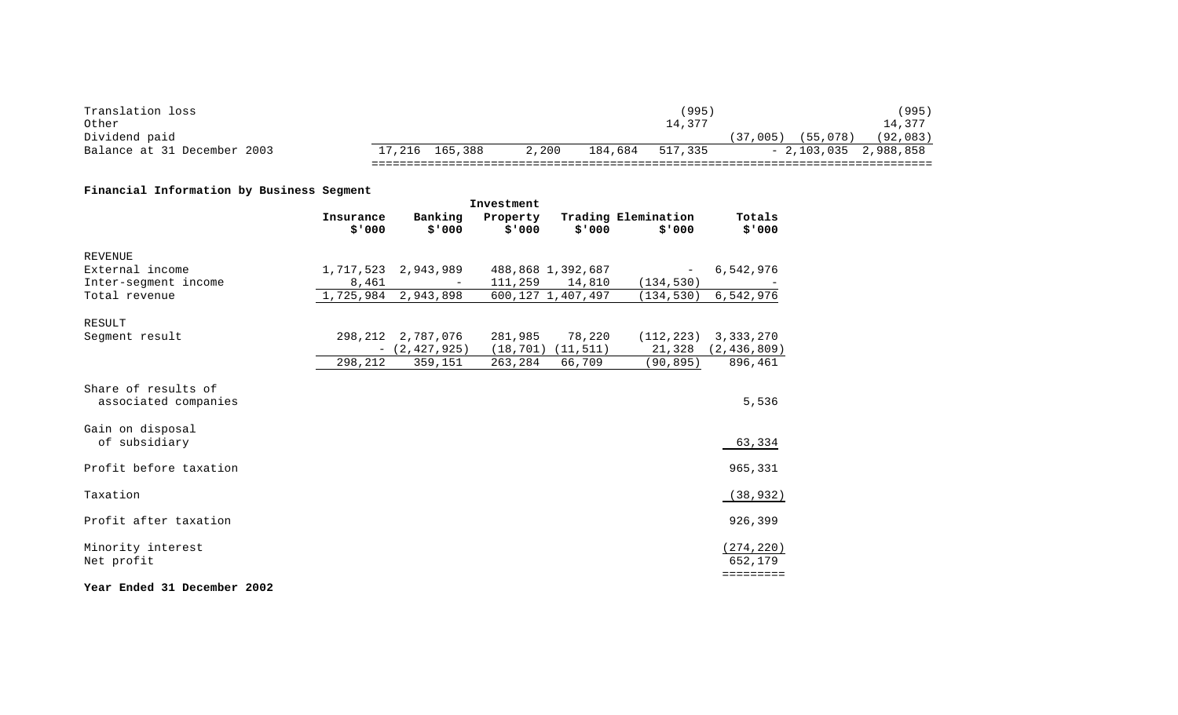| | | | | | | | | |
|---|---|---|---|---|---|---|---|---|
| Translation loss | | | | | (995) | | | (995) |
| Other | | | | | 14,377 | | | 14,377 |
| Dividend paid | | | | | | (37,005) | (55,078) | (92,083) |
| Balance at 31 December 2003 | 17,216 | 165,388 | 2,200 | 184,684 | 517,335 | - | 2,103,035 | 2,988,858 |

**Financial Information by Business Segment**

| | Insurance $'000 | Banking $'000 | Investment Property $'000 | Trading $'000 | Elimination $'000 | Totals $'000 |
|---|---|---|---|---|---|---|
| REVENUE | | | | | | |
| External income | 1,717,523 | 2,943,989 | 488,868 | 1,392,687 | - | 6,542,976 |
| Inter-segment income | 8,461 | - | 111,259 | 14,810 | (134,530) | - |
| Total revenue | 1,725,984 | 2,943,898 | 600,127 | 1,407,497 | (134,530) | 6,542,976 |
| RESULT | | | | | | |
| Segment result | 298,212 | 2,787,076 | 281,985 | 78,220 | (112,223) | 3,333,270 |
| | - | (2,427,925) | (18,701) | (11,511) | 21,328 | (2,436,809) |
| | 298,212 | 359,151 | 263,284 | 66,709 | (90,895) | 896,461 |
| Share of results of associated companies | | | | | | 5,536 |
| Gain on disposal of subsidiary | | | | | | 63,334 |
| Profit before taxation | | | | | | 965,331 |
| Taxation | | | | | | (38,932) |
| Profit after taxation | | | | | | 926,399 |
| Minority interest | | | | | | (274,220) |
| Net profit | | | | | | 652,179 |

**Year Ended 31 December 2002**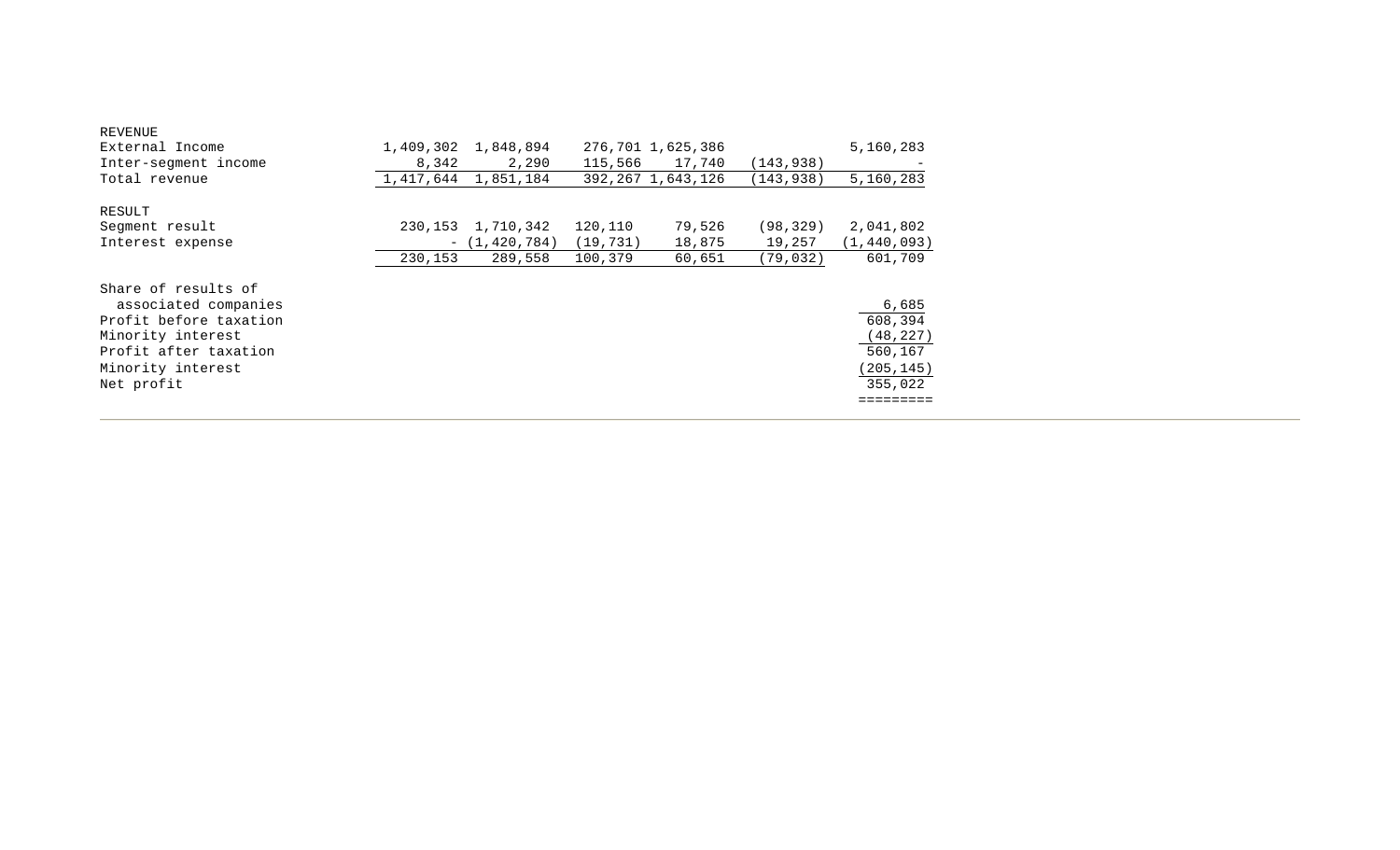| | | | | | | |
|---|---|---|---|---|---|---|
| REVENUE | | | | | | |
| External Income | 1,409,302 | 1,848,894 | 276,701 | 1,625,386 | | 5,160,283 |
| Inter-segment income | 8,342 | 2,290 | 115,566 | 17,740 | (143,938) | - |
| Total revenue | 1,417,644 | 1,851,184 | 392,267 | 1,643,126 | (143,938) | 5,160,283 |
| | | | | | | |
| RESULT | | | | | | |
| Segment result | 230,153 | 1,710,342 | 120,110 | 79,526 | (98,329) | 2,041,802 |
| Interest expense | - | (1,420,784) | (19,731) | 18,875 | 19,257 | (1,440,093) |
| | 230,153 | 289,558 | 100,379 | 60,651 | (79,032) | 601,709 |
| | | | | | | |
| Share of results of associated companies | | | | | | 6,685 |
| Profit before taxation | | | | | | 608,394 |
| Minority interest | | | | | | (48,227) |
| Profit after taxation | | | | | | 560,167 |
| Minority interest | | | | | | (205,145) |
| Net profit | | | | | | 355,022 |